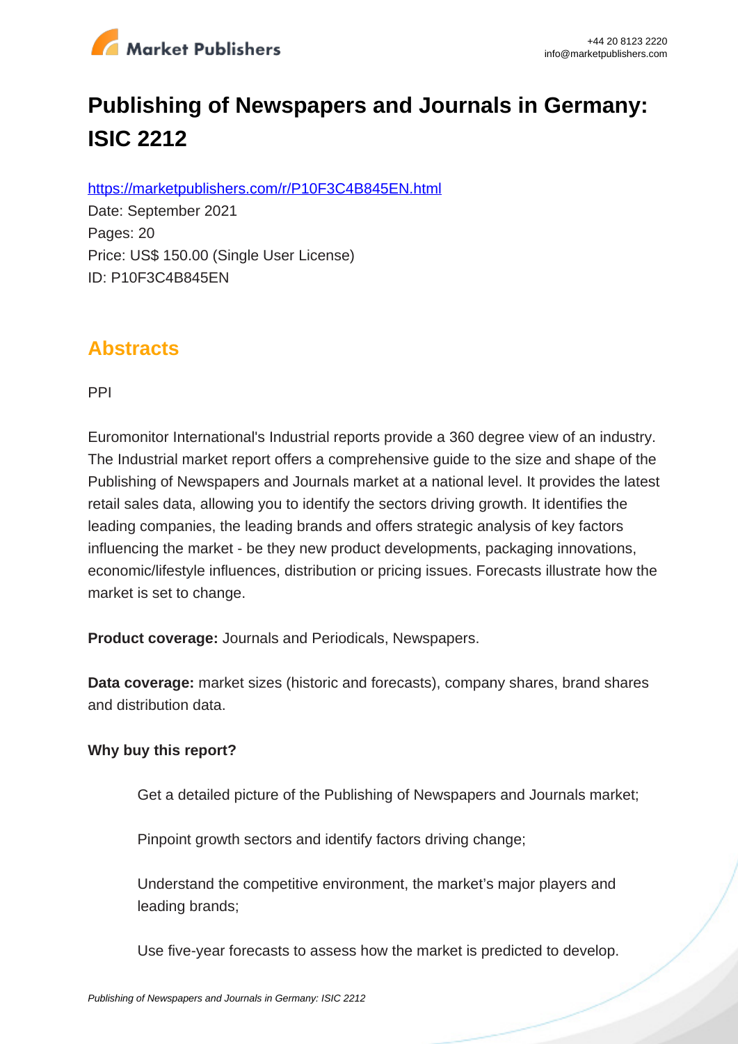# Publishing of Newspapers and Journals in Germany: ISIC 2212

https://marketpublishers.com/r/P10F3C4B845EN.html

Date: September 2021

Pages: 20

Price: US$ 150.00 (Single User License)

ID: P10F3C4B845EN

## Abstracts

PPI

Euromonitor International's Industrial reports provide a 360 degree view of an industry. The Industrial market report offers a comprehensive guide to the size and shape of the Publishing of Newspapers and Journals market at a national level. It provides the latest retail sales data, allowing you to identify the sectors driving growth. It identifies the leading companies, the leading brands and offers strategic analysis of key factors influencing the market - be they new product developments, packaging innovations, economic/lifestyle influences, distribution or pricing issues. Forecasts illustrate how the market is set to change.

**Product coverage:** Journals and Periodicals, Newspapers.

**Data coverage:** market sizes (historic and forecasts), company shares, brand shares and distribution data.

**Why buy this report?**

- Get a detailed picture of the Publishing of Newspapers and Journals market;
- Pinpoint growth sectors and identify factors driving change;
- Understand the competitive environment, the market's major players and leading brands;
- Use five-year forecasts to assess how the market is predicted to develop.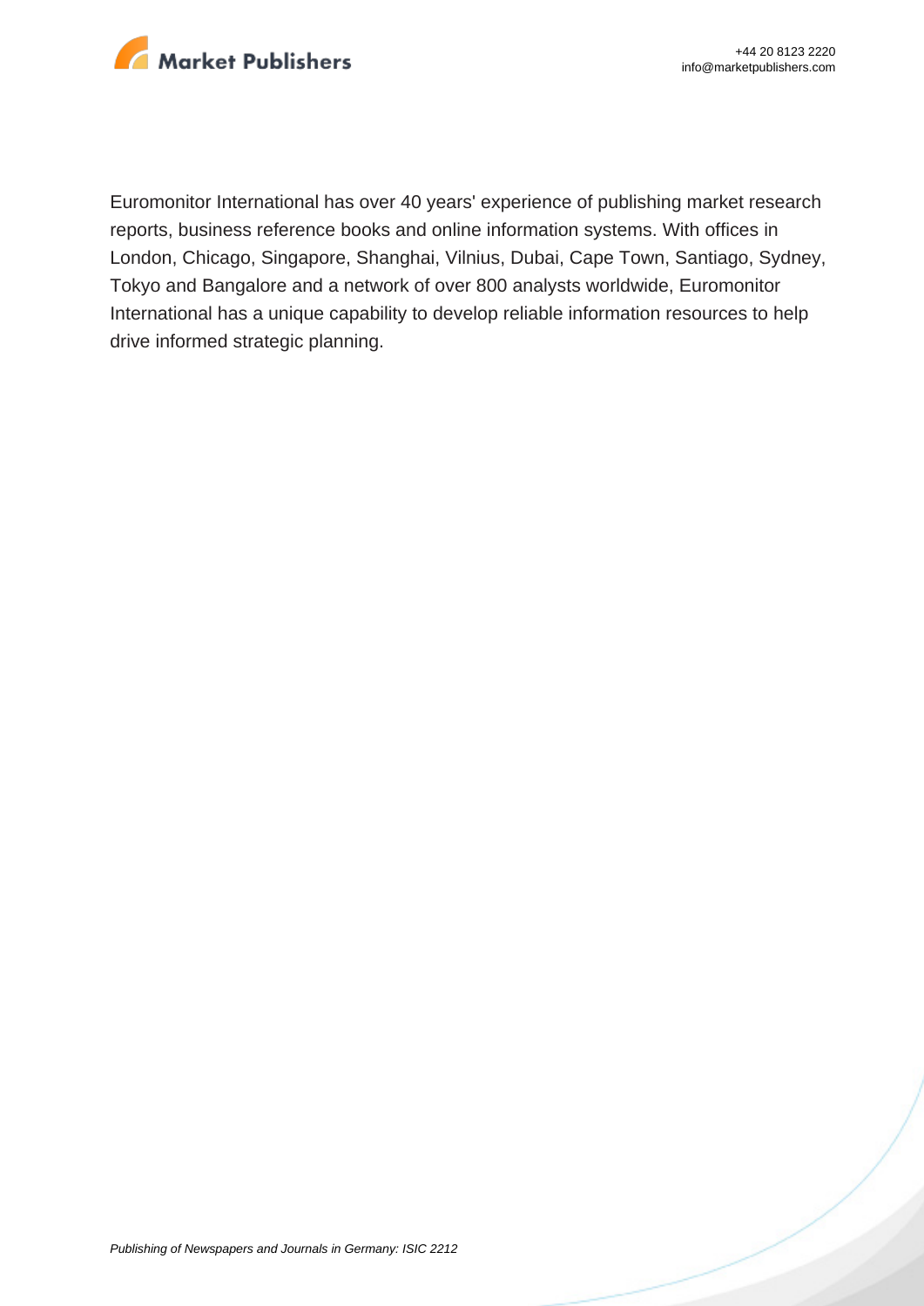Euromonitor International has over 40 years' experience of publishing market research reports, business reference books and online information systems. With offices in London, Chicago, Singapore, Shanghai, Vilnius, Dubai, Cape Town, Santiago, Sydney, Tokyo and Bangalore and a network of over 800 analysts worldwide, Euromonitor International has a unique capability to develop reliable information resources to help drive informed strategic planning.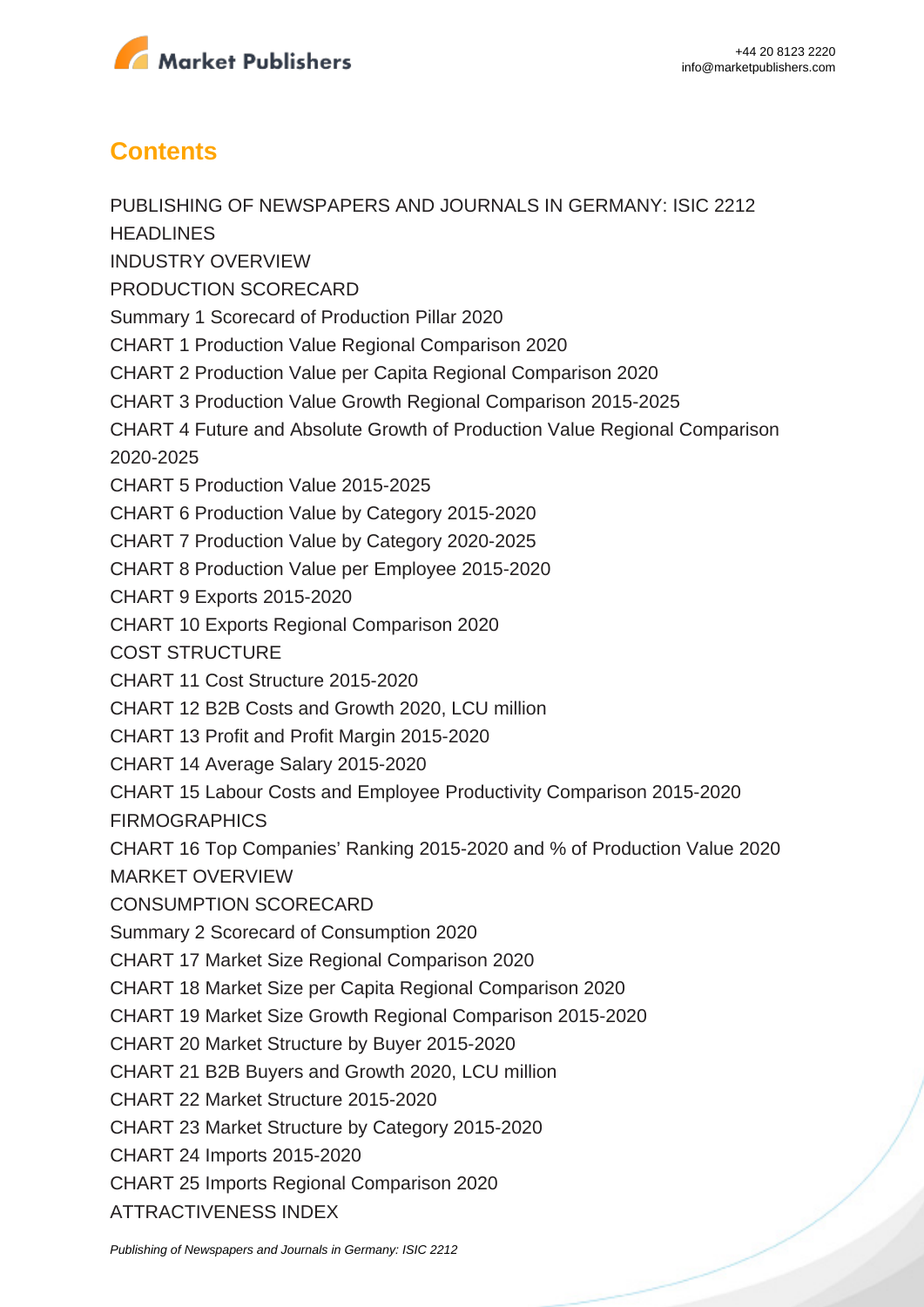## Contents

PUBLISHING OF NEWSPAPERS AND JOURNALS IN GERMANY: ISIC 2212

HEADLINES

INDUSTRY OVERVIEW

PRODUCTION SCORECARD

Summary 1 Scorecard of Production Pillar 2020

CHART 1 Production Value Regional Comparison 2020

CHART 2 Production Value per Capita Regional Comparison 2020

CHART 3 Production Value Growth Regional Comparison 2015-2025

CHART 4 Future and Absolute Growth of Production Value Regional Comparison 2020-2025

CHART 5 Production Value 2015-2025

CHART 6 Production Value by Category 2015-2020

CHART 7 Production Value by Category 2020-2025

CHART 8 Production Value per Employee 2015-2020

CHART 9 Exports 2015-2020

CHART 10 Exports Regional Comparison 2020

COST STRUCTURE

CHART 11 Cost Structure 2015-2020

CHART 12 B2B Costs and Growth 2020, LCU million

CHART 13 Profit and Profit Margin 2015-2020

CHART 14 Average Salary 2015-2020

CHART 15 Labour Costs and Employee Productivity Comparison 2015-2020

FIRMOGRAPHICS

CHART 16 Top Companies' Ranking 2015-2020 and % of Production Value 2020

MARKET OVERVIEW

CONSUMPTION SCORECARD

Summary 2 Scorecard of Consumption 2020

CHART 17 Market Size Regional Comparison 2020

CHART 18 Market Size per Capita Regional Comparison 2020

CHART 19 Market Size Growth Regional Comparison 2015-2020

CHART 20 Market Structure by Buyer 2015-2020

CHART 21 B2B Buyers and Growth 2020, LCU million

CHART 22 Market Structure 2015-2020

CHART 23 Market Structure by Category 2015-2020

CHART 24 Imports 2015-2020

CHART 25 Imports Regional Comparison 2020

ATTRACTIVENESS INDEX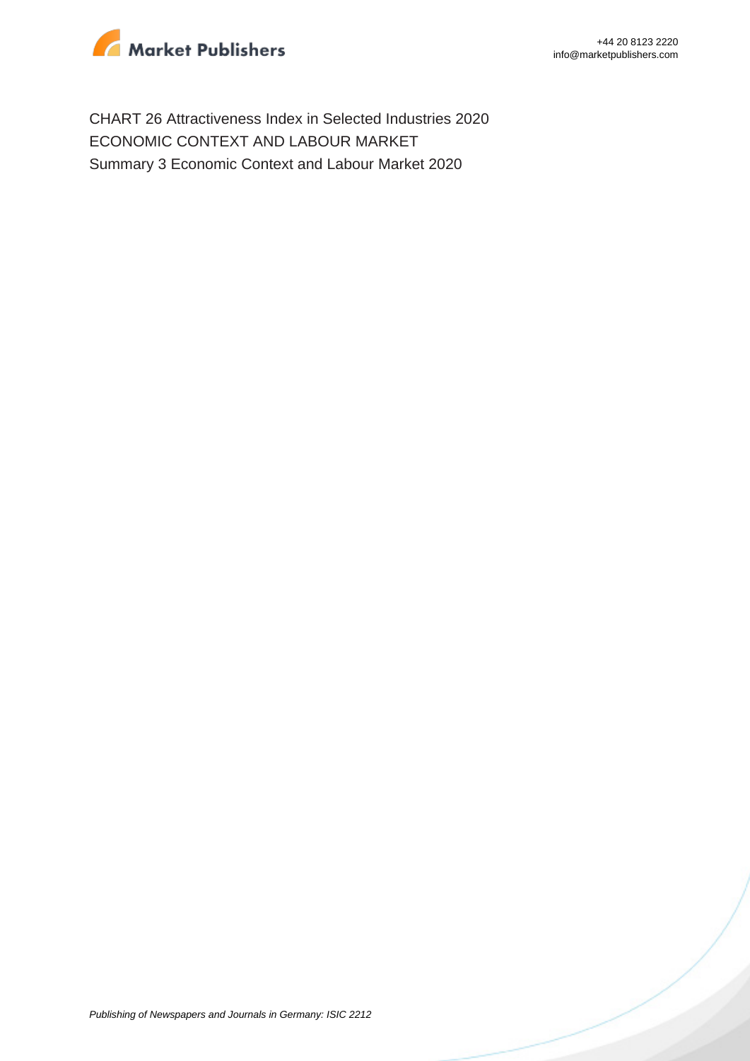CHART 26 Attractiveness Index in Selected Industries 2020
ECONOMIC CONTEXT AND LABOUR MARKET
Summary 3 Economic Context and Labour Market 2020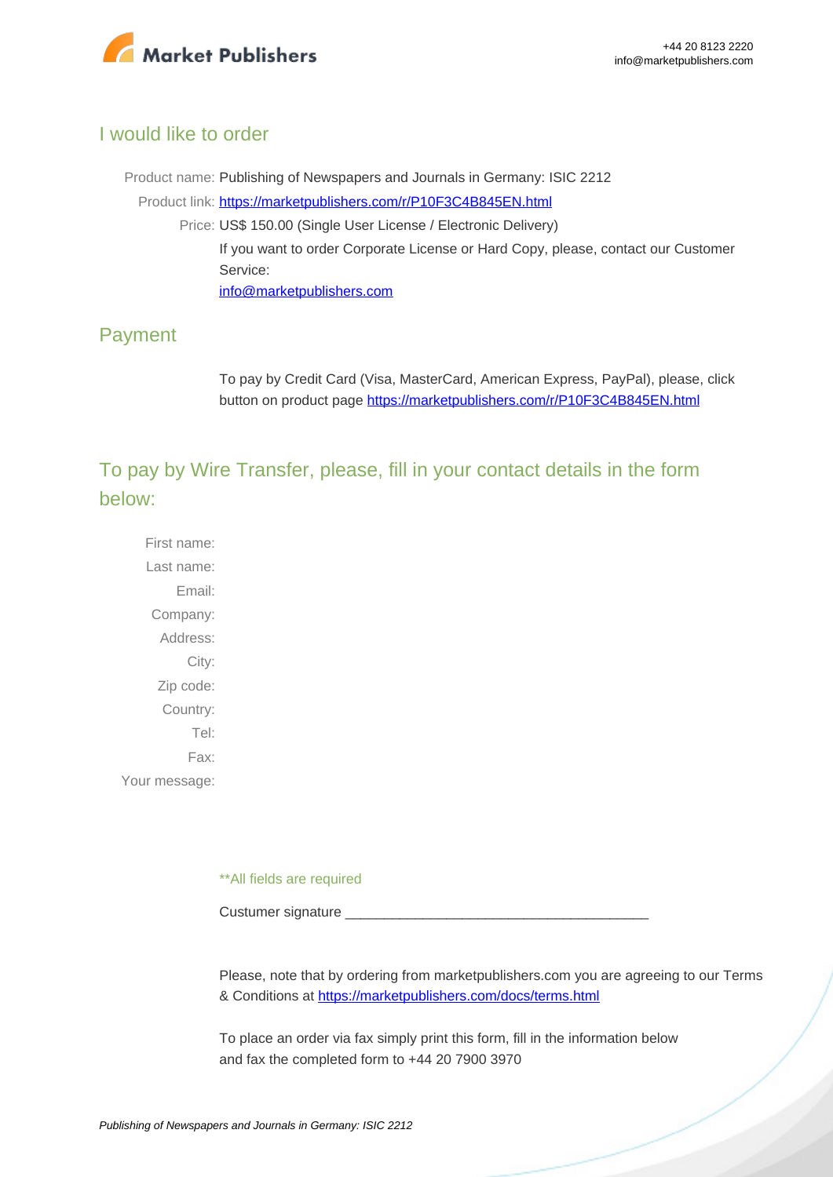## I would like to order

Product name: Publishing of Newspapers and Journals in Germany: ISIC 2212

Product link: [https://marketpublishers.com/r/P10F3C4B845EN.html](https://marketpublishers.com/r/P10F3C4B845EN.html)

Price: US$ 150.00 (Single User License / Electronic Delivery)

If you want to order Corporate License or Hard Copy, please, contact our Customer Service:

[info@marketpublishers.com](mailto:info@marketpublishers.com)

## Payment

To pay by Credit Card (Visa, MasterCard, American Express, PayPal), please, click button on product page [https://marketpublishers.com/r/P10F3C4B845EN.html](https://marketpublishers.com/r/P10F3C4B845EN.html)

## To pay by Wire Transfer, please, fill in your contact details in the form below:

First name:

Last name:

Email:

Company:

Address:

City:

Zip code:

Country:

Tel:

Fax:

Your message:

**All fields are required

Custumer signature _______________________________________

Please, note that by ordering from marketpublishers.com you are agreeing to our Terms & Conditions at [https://marketpublishers.com/docs/terms.html](https://marketpublishers.com/docs/terms.html)

To place an order via fax simply print this form, fill in the information below and fax the completed form to +44 20 7900 3970